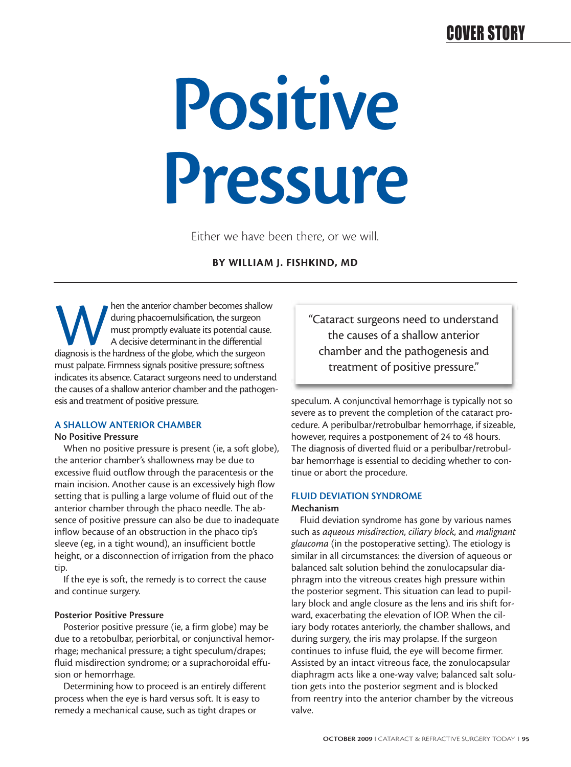# Positive Pressure

Either we have been there, or we will.

**BY WILLIAM J. FISHKIND, MD**

When the anterior chamber becomes shallow during phacoemulsification, the surgeon must promptly evaluate its potential cause. A decisive determinant in the differential diagnosis is the hardness of the globe, which the surgeon must palpate. Firmness signals positive pressure; softness indicates its absence. Cataract surgeons need to understand the causes of a shallow anterior chamber and the pathogenesis and treatment of positive pressure.

## A SHALLOW ANTERIOR CHAMBER

### No Positive Pressure

When no positive pressure is present (ie, a soft globe), the anterior chamber's shallowness may be due to excessive fluid outflow through the paracentesis or the main incision. Another cause is an excessively high flow setting that is pulling a large volume of fluid out of the anterior chamber through the phaco needle. The absence of positive pressure can also be due to inadequate inflow because of an obstruction in the phaco tip's sleeve (eg, in a tight wound), an insufficient bottle height, or a disconnection of irrigation from the phaco tip.

If the eye is soft, the remedy is to correct the cause and continue surgery.

### Posterior Positive Pressure

Posterior positive pressure (ie, a firm globe) may be due to a retobulbar, periorbital, or conjunctival hemorrhage; mechanical pressure; a tight speculum/drapes; fluid misdirection syndrome; or a suprachoroidal effusion or hemorrhage.

Determining how to proceed is an entirely different process when the eye is hard versus soft. It is easy to remedy a mechanical cause, such as tight drapes or speculum. A conjunctival hemorrhage is typically not so severe as to prevent the completion of the cataract procedure. A peribulbar/retrobulbar hemorrhage, if sizeable, however, requires a postponement of 24 to 48 hours. The diagnosis of diverted fluid or a peribulbar/retrobulbar hemorrhage is essential to deciding whether to continue or abort the procedure.

> "Cataract surgeons need to understand the causes of a shallow anterior chamber and the pathogenesis and treatment of positive pressure."

## FLUID DEVIATION SYNDROME

### Mechanism

Fluid deviation syndrome has gone by various names such as *aqueous misdirection*, *ciliary block*, and *malignant glaucoma* (in the postoperative setting). The etiology is similar in all circumstances: the diversion of aqueous or balanced salt solution behind the zonulocapsular diaphragm into the vitreous creates high pressure within the posterior segment. This situation can lead to pupillary block and angle closure as the lens and iris shift forward, exacerbating the elevation of IOP. When the ciliary body rotates anteriorly, the chamber shallows, and during surgery, the iris may prolapse. If the surgeon continues to infuse fluid, the eye will become firmer. Assisted by an intact vitreous face, the zonulocapsular diaphragm acts like a one-way valve; balanced salt solution gets into the posterior segment and is blocked from reentry into the anterior chamber by the vitreous valve.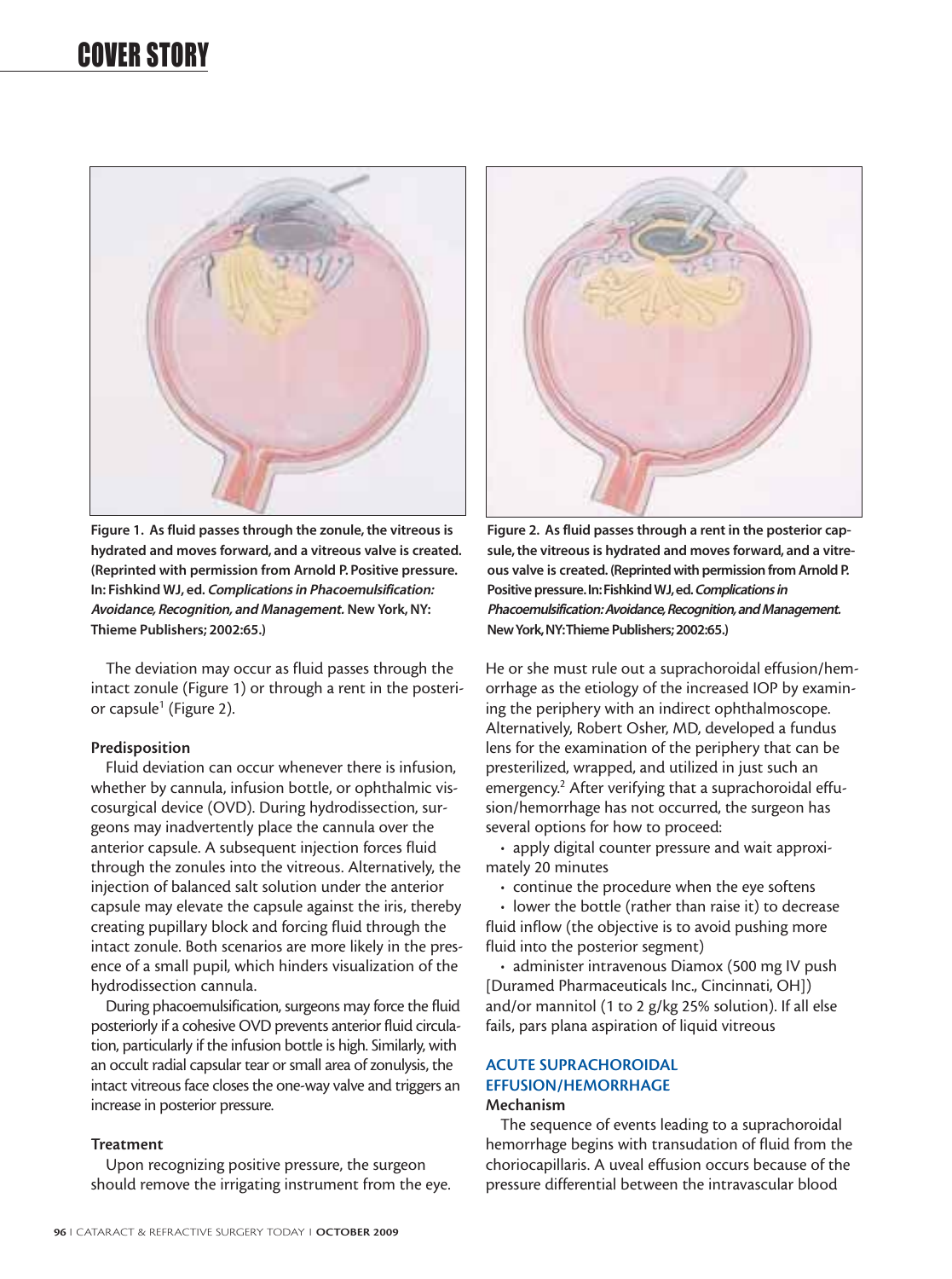Figure 1. As fluid passes through the zonule, the vitreous is hydrated and moves forward, and a vitreous valve is created. (Reprinted with permission from Arnold P. Positive pressure. In: Fishkind WJ, ed. *Complications in Phacoemulsification: Avoidance, Recognition, and Management*. New York, NY: Thieme Publishers; 2002:65.)

Figure 2. As fluid passes through a rent in the posterior capsule, the vitreous is hydrated and moves forward, and a vitreous valve is created. (Reprinted with permission from Arnold P. Positive pressure. In: Fishkind WJ, ed. *Complications in Phacoemulsification: Avoidance, Recognition, and Management*. New York, NY: Thieme Publishers; 2002:65.)

The deviation may occur as fluid passes through the intact zonule (Figure 1) or through a rent in the posterior capsule[1] (Figure 2).

### Predisposition

Fluid deviation can occur whenever there is infusion, whether by cannula, infusion bottle, or ophthalmic viscosurgical device (OVD). During hydrodissection, surgeons may inadvertently place the cannula over the anterior capsule. A subsequent injection forces fluid through the zonules into the vitreous. Alternatively, the injection of balanced salt solution under the anterior capsule may elevate the capsule against the iris, thereby creating pupillary block and forcing fluid through the intact zonule. Both scenarios are more likely in the presence of a small pupil, which hinders visualization of the hydrodissection cannula.

During phacoemulsification, surgeons may force the fluid posteriorly if a cohesive OVD prevents anterior fluid circulation, particularly if the infusion bottle is high. Similarly, with an occult radial capsular tear or small area of zonulysis, the intact vitreous face closes the one-way valve and triggers an increase in posterior pressure.

### Treatment

Upon recognizing positive pressure, the surgeon should remove the irrigating instrument from the eye. He or she must rule out a suprachoroidal effusion/hemorrhage as the etiology of the increased IOP by examining the periphery with an indirect ophthalmoscope. Alternatively, Robert Osher, MD, developed a fundus lens for the examination of the periphery that can be presterilized, wrapped, and utilized in just such an emergency.[2] After verifying that a suprachoroidal effusion/hemorrhage has not occurred, the surgeon has several options for how to proceed:

- apply digital counter pressure and wait approximately 20 minutes
- continue the procedure when the eye softens
- lower the bottle (rather than raise it) to decrease fluid inflow (the objective is to avoid pushing more fluid into the posterior segment)
- administer intravenous Diamox (500 mg IV push [Duramed Pharmaceuticals Inc., Cincinnati, OH]) and/or mannitol (1 to 2 g/kg 25% solution). If all else fails, pars plana aspiration of liquid vitreous

## ACUTE SUPRACHOROIDAL EFFUSION/HEMORRHAGE

### Mechanism

The sequence of events leading to a suprachoroidal hemorrhage begins with transudation of fluid from the choriocapillaris. A uveal effusion occurs because of the pressure differential between the intravascular blood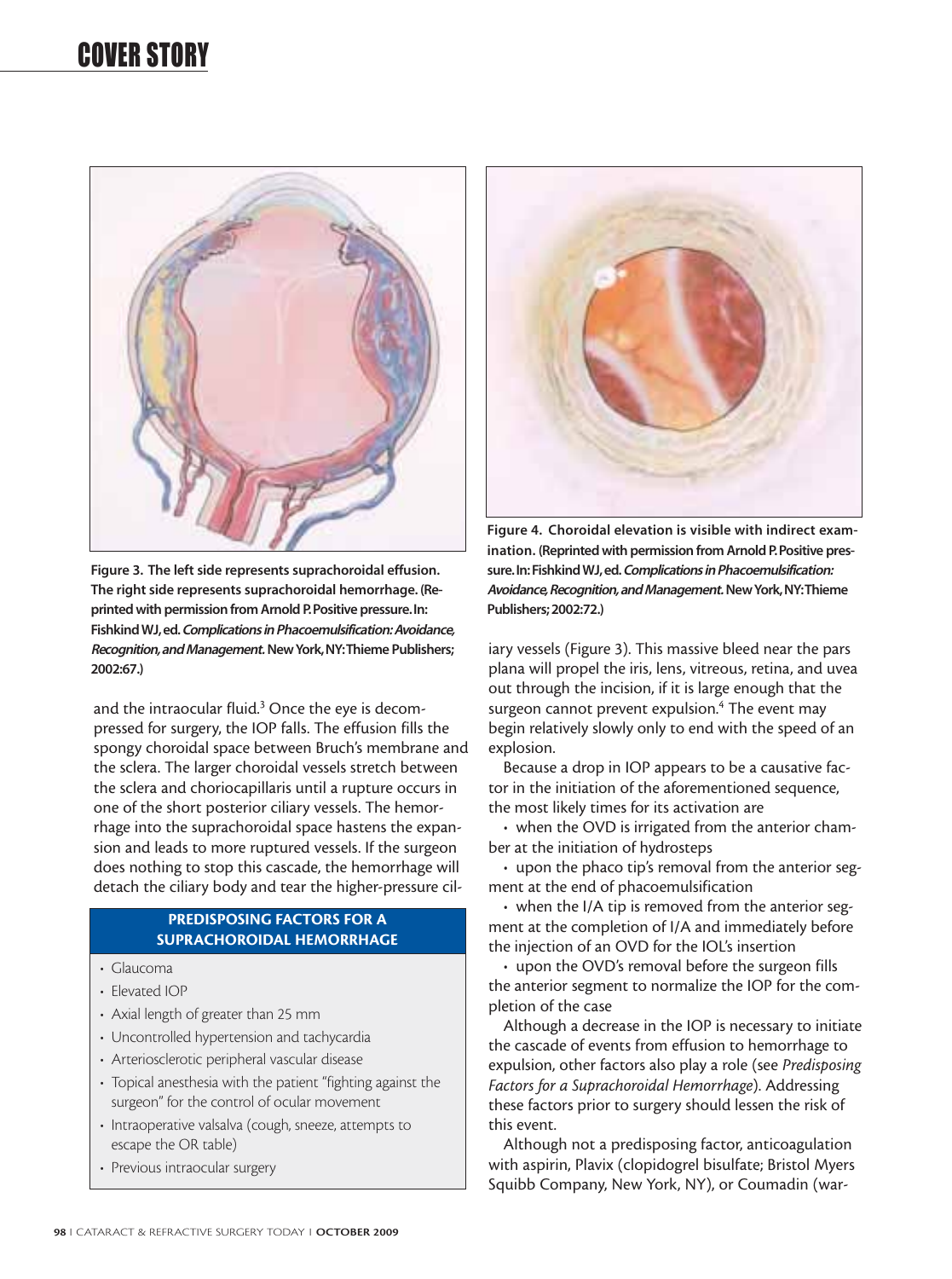Figure 3. The left side represents suprachoroidal effusion. The right side represents suprachoroidal hemorrhage. (Reprinted with permission from Arnold P. Positive pressure. In: Fishkind WJ, ed. *Complications in Phacoemulsification: Avoidance, Recognition, and Management.* New York, NY: Thieme Publishers; 2002:67.)

and the intraocular fluid.[3] Once the eye is decompressed for surgery, the IOP falls. The effusion fills the spongy choroidal space between Bruch's membrane and the sclera. The larger choroidal vessels stretch between the sclera and choriocapillaris until a rupture occurs in one of the short posterior ciliary vessels. The hemorrhage into the suprachoroidal space hastens the expansion and leads to more ruptured vessels. If the surgeon does nothing to stop this cascade, the hemorrhage will detach the ciliary body and tear the higher-pressure ciliary vessels (Figure 3). This massive bleed near the pars plana will propel the iris, lens, vitreous, retina, and uvea out through the incision, if it is large enough that the surgeon cannot prevent expulsion.[4] The event may begin relatively slowly only to end with the speed of an explosion.

Because a drop in IOP appears to be a causative factor in the initiation of the aforementioned sequence, the most likely times for its activation are

- when the OVD is irrigated from the anterior chamber at the initiation of hydrosteps
- upon the phaco tip's removal from the anterior segment at the end of phacoemulsification
- when the I/A tip is removed from the anterior segment at the completion of I/A and immediately before the injection of an OVD for the IOL's insertion
- upon the OVD's removal before the surgeon fills the anterior segment to normalize the IOP for the completion of the case

Although a decrease in the IOP is necessary to initiate the cascade of events from effusion to hemorrhage to expulsion, other factors also play a role (see *Predisposing Factors for a Suprachoroidal Hemorrhage*). Addressing these factors prior to surgery should lessen the risk of this event.

Although not a predisposing factor, anticoagulation with aspirin, Plavix (clopidogrel bisulfate; Bristol Myers Squibb Company, New York, NY), or Coumadin (war-

### PREDISPOSING FACTORS FOR A SUPRACHOROIDAL HEMORRHAGE

- Glaucoma
- Elevated IOP
- Axial length of greater than 25 mm
- Uncontrolled hypertension and tachycardia
- Arteriosclerotic peripheral vascular disease
- Topical anesthesia with the patient "fighting against the surgeon" for the control of ocular movement
- Intraoperative valsalva (cough, sneeze, attempts to escape the OR table)
- Previous intraocular surgery

Figure 4. Choroidal elevation is visible with indirect examination. (Reprinted with permission from Arnold P. Positive pressure. In: Fishkind WJ, ed. *Complications in Phacoemulsification: Avoidance, Recognition, and Management.* New York, NY: Thieme Publishers; 2002:72.)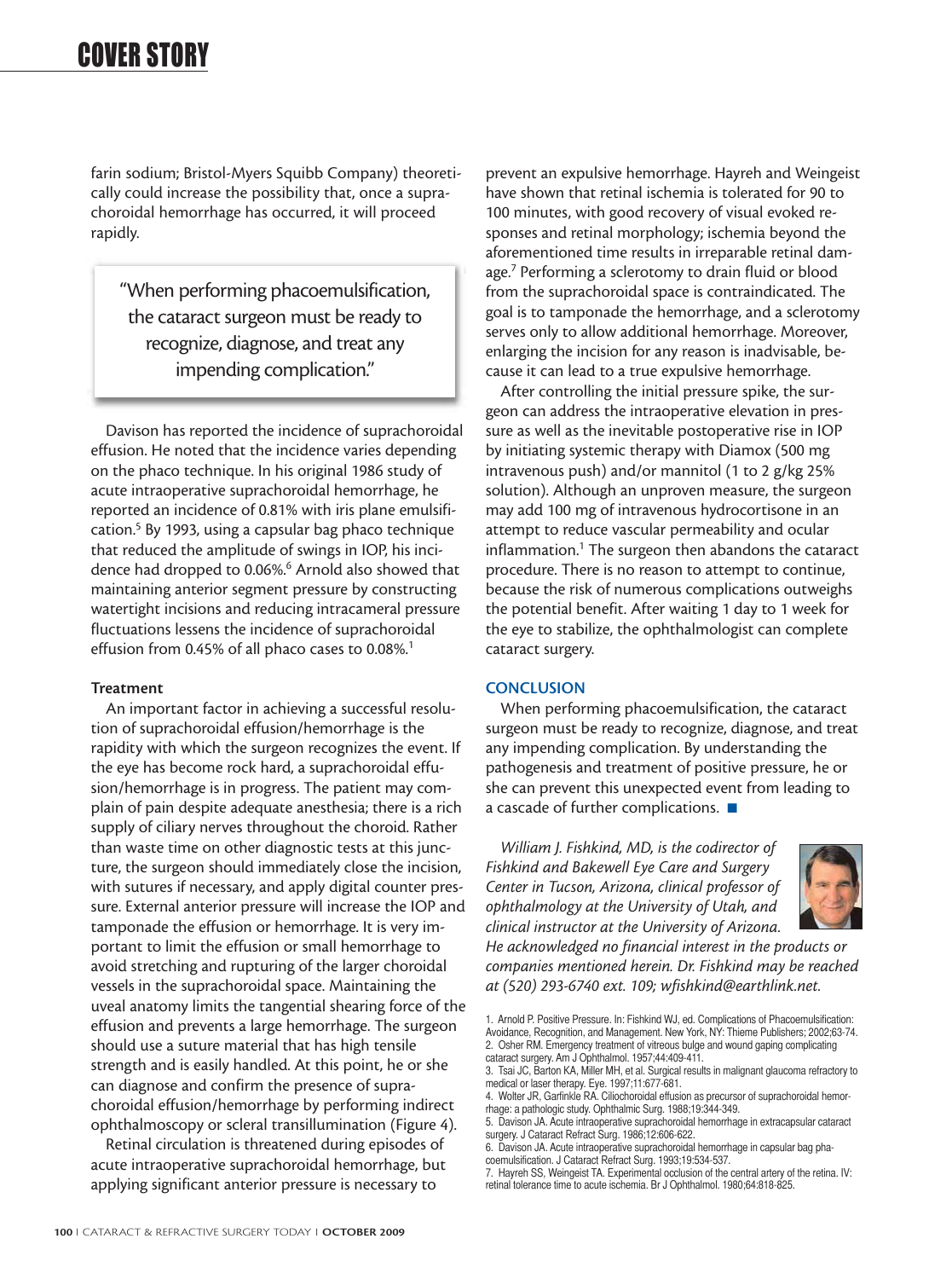farin sodium; Bristol-Myers Squibb Company) theoretically could increase the possibility that, once a suprachoroidal hemorrhage has occurred, it will proceed rapidly.

> "When performing phacoemulsification, the cataract surgeon must be ready to recognize, diagnose, and treat any impending complication."

Davison has reported the incidence of suprachoroidal effusion. He noted that the incidence varies depending on the phaco technique. In his original 1986 study of acute intraoperative suprachoroidal hemorrhage, he reported an incidence of 0.81% with iris plane emulsification.[5] By 1993, using a capsular bag phaco technique that reduced the amplitude of swings in IOP, his incidence had dropped to 0.06%.[6] Arnold also showed that maintaining anterior segment pressure by constructing watertight incisions and reducing intracameral pressure fluctuations lessens the incidence of suprachoroidal effusion from 0.45% of all phaco cases to 0.08%.[1]

**Treatment**

An important factor in achieving a successful resolution of suprachoroidal effusion/hemorrhage is the rapidity with which the surgeon recognizes the event. If the eye has become rock hard, a suprachoroidal effusion/hemorrhage is in progress. The patient may complain of pain despite adequate anesthesia; there is a rich supply of ciliary nerves throughout the choroid. Rather than waste time on other diagnostic tests at this juncture, the surgeon should immediately close the incision, with sutures if necessary, and apply digital counter pressure. External anterior pressure will increase the IOP and tamponade the effusion or hemorrhage. It is very important to limit the effusion or small hemorrhage to avoid stretching and rupturing of the larger choroidal vessels in the suprachoroidal space. Maintaining the uveal anatomy limits the tangential shearing force of the effusion and prevents a large hemorrhage. The surgeon should use a suture material that has high tensile strength and is easily handled. At this point, he or she can diagnose and confirm the presence of suprachoroidal effusion/hemorrhage by performing indirect ophthalmoscopy or scleral transillumination (Figure 4).

Retinal circulation is threatened during episodes of acute intraoperative suprachoroidal hemorrhage, but applying significant anterior pressure is necessary to prevent an expulsive hemorrhage. Hayreh and Weingeist have shown that retinal ischemia is tolerated for 90 to 100 minutes, with good recovery of visual evoked responses and retinal morphology; ischemia beyond the aforementioned time results in irreparable retinal damage.[7] Performing a sclerotomy to drain fluid or blood from the suprachoroidal space is contraindicated. The goal is to tamponade the hemorrhage, and a sclerotomy serves only to allow additional hemorrhage. Moreover, enlarging the incision for any reason is inadvisable, because it can lead to a true expulsive hemorrhage.

After controlling the initial pressure spike, the surgeon can address the intraoperative elevation in pressure as well as the inevitable postoperative rise in IOP by initiating systemic therapy with Diamox (500 mg intravenous push) and/or mannitol (1 to 2 g/kg 25% solution). Although an unproven measure, the surgeon may add 100 mg of intravenous hydrocortisone in an attempt to reduce vascular permeability and ocular inflammation.[1] The surgeon then abandons the cataract procedure. There is no reason to attempt to continue, because the risk of numerous complications outweighs the potential benefit. After waiting 1 day to 1 week for the eye to stabilize, the ophthalmologist can complete cataract surgery.

## CONCLUSION

When performing phacoemulsification, the cataract surgeon must be ready to recognize, diagnose, and treat any impending complication. By understanding the pathogenesis and treatment of positive pressure, he or she can prevent this unexpected event from leading to a cascade of further complications. ■

*William J. Fishkind, MD, is the codirector of Fishkind and Bakewell Eye Care and Surgery Center in Tucson, Arizona, clinical professor of ophthalmology at the University of Utah, and clinical instructor at the University of Arizona. He acknowledged no financial interest in the products or companies mentioned herein. Dr. Fishkind may be reached at (520) 293-6740 ext. 109; wfishkind@earthlink.net.*

1. Arnold P. Positive Pressure. In: Fishkind WJ, ed. Complications of Phacoemulsification: Avoidance, Recognition, and Management. New York, NY: Thieme Publishers; 2002;63-74.
2. Osher RM. Emergency treatment of vitreous bulge and wound gaping complicating cataract surgery. Am J Ophthalmol. 1957;44:409-411.
3. Tsai JC, Barton KA, Miller MH, et al. Surgical results in malignant glaucoma refractory to medical or laser therapy. Eye. 1997;11:677-681.
4. Wolter JR, Garfinkle RA. Ciliochoroidal effusion as precursor of suprachoroidal hemorrhage: a pathologic study. Ophthalmic Surg. 1988;19:344-349.
5. Davison JA. Acute intraoperative suprachoroidal hemorrhage in extracapsular cataract surgery. J Cataract Refract Surg. 1986;12:606-622.
6. Davison JA. Acute intraoperative suprachoroidal hemorrhage in capsular bag phacoemulsification. J Cataract Refract Surg. 1993;19:534-537.
7. Hayreh SS, Weingeist TA. Experimental occlusion of the central artery of the retina. IV: retinal tolerance time to acute ischemia. Br J Ophthalmol. 1980;64:818-825.